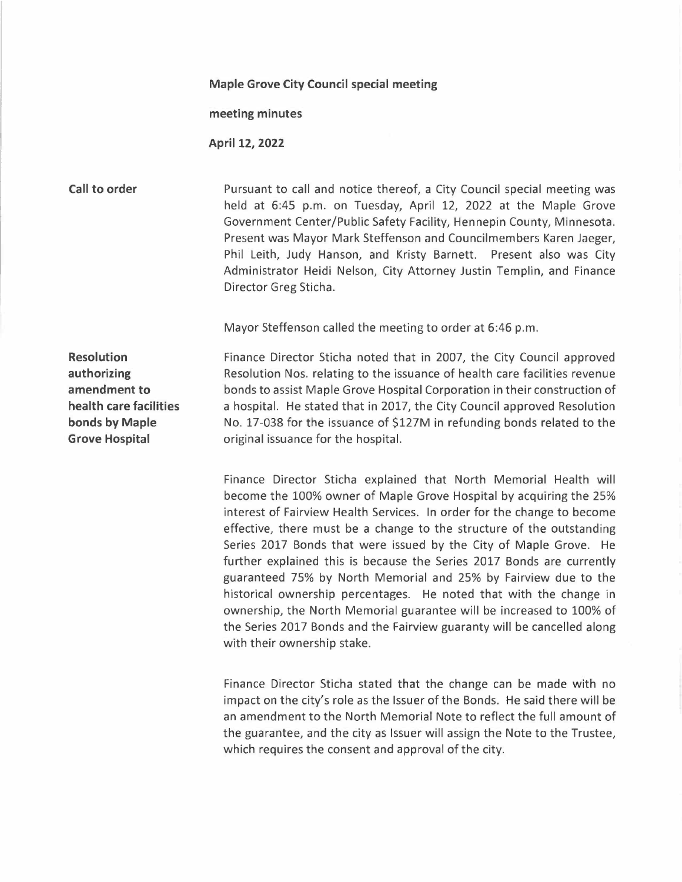**Maple Grove City Council special meeting**

**meeting minutes**

**April 12, 2022**

**Call to order**

Pursuant to call and notice thereof, a City Council special meeting was held at 6:45 p.m. on Tuesday, April 12, 2022 at the Maple Grove Government Center/Public Safety Facility, Hennepin County, Minnesota. Present was Mayor Mark Steffenson and Councilmembers Karen Jaeger, Phil Leith, Judy Hanson, and Kristy Barnett. Present also was City Administrator Heidi Nelson, City Attorney Justin Templin, and Finance Director Greg Sticha.

Mayor Steffenson called the meeting to order at 6:46 p.m.

**Resolution authorizing amendment to health care facilities bonds by Maple Grove Hospital**

Finance Director Sticha noted that in 2007, the City Council approved Resolution Nos. relating to the issuance of health care facilities revenue bonds to assist Maple Grove Hospital Corporation in their construction of a hospital. He stated that in 2017, the City Council approved Resolution No. 17-038 for the issuance of $127M in refunding bonds related to the original issuance for the hospital.

Finance Director Sticha explained that North Memorial Health will become the 100% owner of Maple Grove Hospital by acquiring the 25% interest of Fairview Health Services. In order for the change to become effective, there must be a change to the structure of the outstanding Series 2017 Bonds that were issued by the City of Maple Grove. He further explained this is because the Series 2017 Bonds are currently guaranteed 75% by North Memorial and 25% by Fairview due to the historical ownership percentages. He noted that with the change in ownership, the North Memorial guarantee will be increased to 100% of the Series 2017 Bonds and the Fairview guaranty will be cancelled along with their ownership stake.

Finance Director Sticha stated that the change can be made with no impact on the city's role as the Issuer of the Bonds. He said there will be an amendment to the North Memorial Note to reflect the full amount of the guarantee, and the city as Issuer will assign the Note to the Trustee, which requires the consent and approval of the city.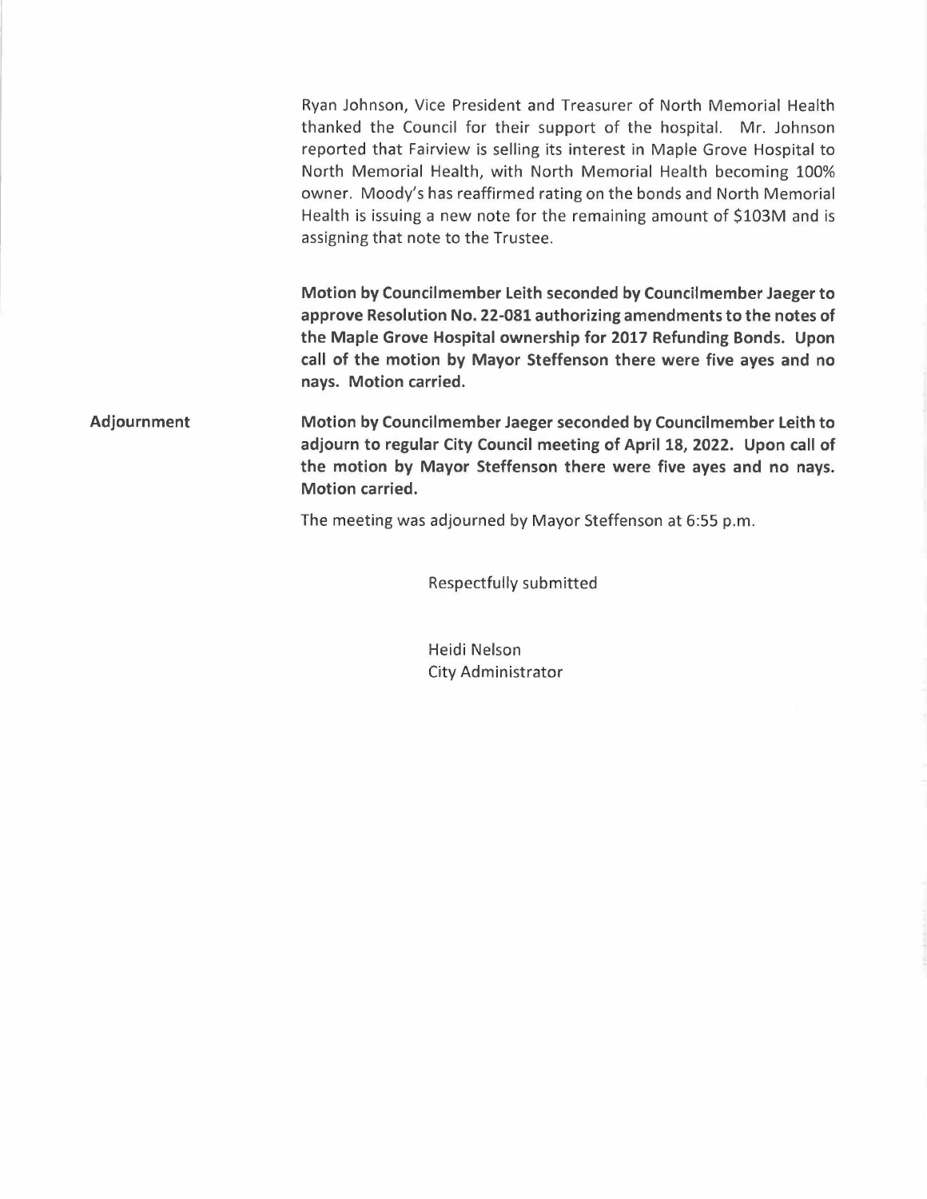Ryan Johnson, Vice President and Treasurer of North Memorial Health thanked the Council for their support of the hospital. Mr. Johnson reported that Fairview is selling its interest in Maple Grove Hospital to North Memorial Health, with North Memorial Health becoming 100% owner. Moody's has reaffirmed rating on the bonds and North Memorial Health is issuing a new note for the remaining amount of $103M and is assigning that note to the Trustee.

**Motion by Councilmember Leith seconded by Councilmember Jaeger to approve Resolution No. 22-081 authorizing amendments to the notes of the Maple Grove Hospital ownership for 2017 Refunding Bonds. Upon call of the motion by Mayor Steffenson there were five ayes and no nays. Motion carried.**

**Adjournment**

**Motion by Councilmember Jaeger seconded by Councilmember Leith to adjourn to regular City Council meeting of April 18, 2022. Upon call of the motion by Mayor Steffenson there were five ayes and no nays. Motion carried.**

The meeting was adjourned by Mayor Steffenson at 6:55 p.m.

Respectfully submitted

Heidi Nelson
City Administrator